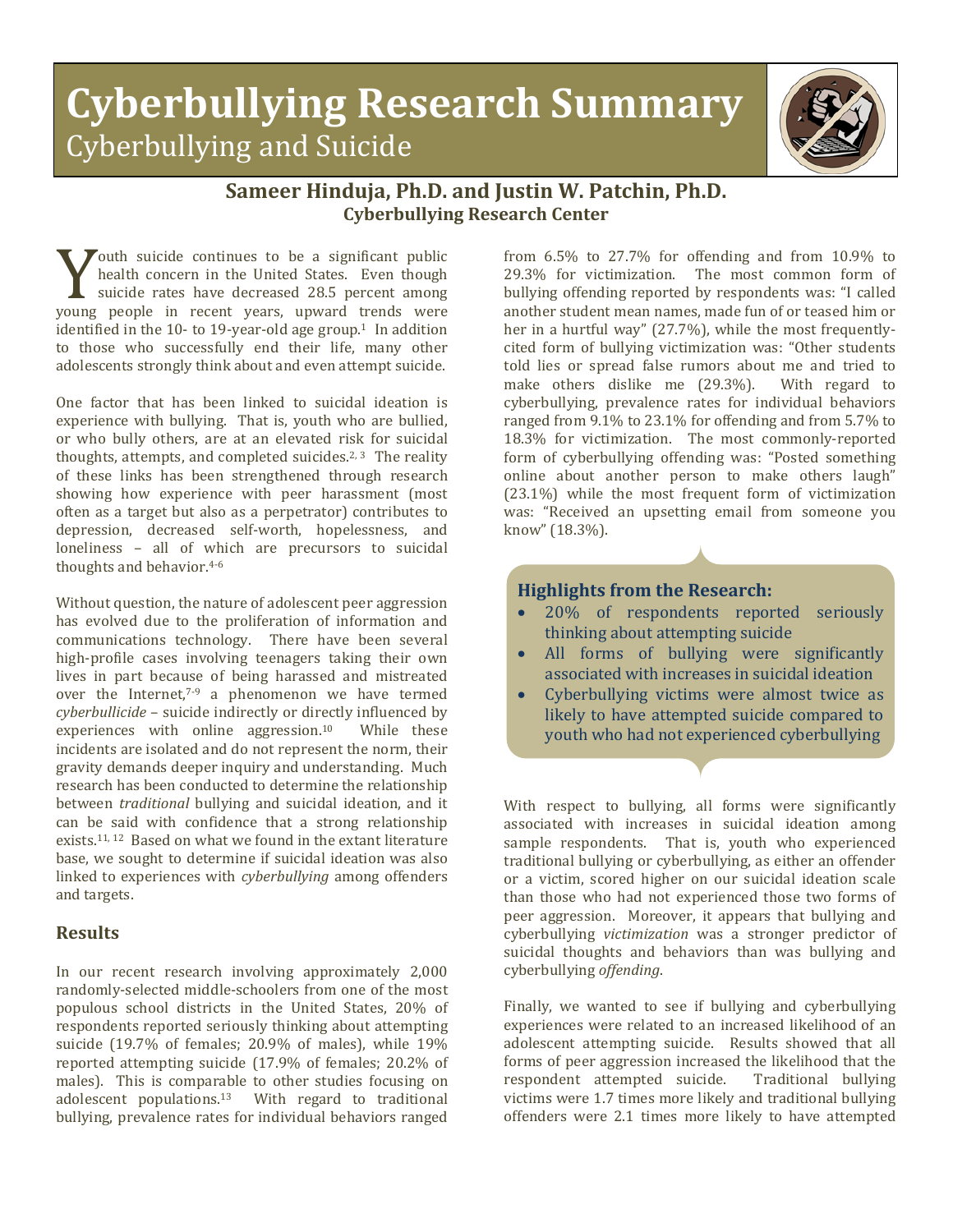# Cyberbullying Research Summary

## Cyberbullying and Suicide

**Sameer Hinduja, Ph.D. and Justin W. Patchin, Ph.D.**
**Cyberbullying Research Center**

Youth suicide continues to be a significant public health concern in the United States. Even though suicide rates have decreased 28.5 percent among young people in recent years, upward trends were identified in the 10- to 19-year-old age group.[1] In addition to those who successfully end their life, many other adolescents strongly think about and even attempt suicide.

One factor that has been linked to suicidal ideation is experience with bullying. That is, youth who are bullied, or who bully others, are at an elevated risk for suicidal thoughts, attempts, and completed suicides.[2, 3] The reality of these links has been strengthened through research showing how experience with peer harassment (most often as a target but also as a perpetrator) contributes to depression, decreased self-worth, hopelessness, and loneliness – all of which are precursors to suicidal thoughts and behavior.[4-6]

Without question, the nature of adolescent peer aggression has evolved due to the proliferation of information and communications technology. There have been several high-profile cases involving teenagers taking their own lives in part because of being harassed and mistreated over the Internet,[7-9] a phenomenon we have termed *cyberbullicide* – suicide indirectly or directly influenced by experiences with online aggression.[10] While these incidents are isolated and do not represent the norm, their gravity demands deeper inquiry and understanding. Much research has been conducted to determine the relationship between *traditional* bullying and suicidal ideation, and it can be said with confidence that a strong relationship exists.[11, 12] Based on what we found in the extant literature base, we sought to determine if suicidal ideation was also linked to experiences with *cyberbullying* among offenders and targets.

## Results

In our recent research involving approximately 2,000 randomly-selected middle-schoolers from one of the most populous school districts in the United States, 20% of respondents reported seriously thinking about attempting suicide (19.7% of females; 20.9% of males), while 19% reported attempting suicide (17.9% of females; 20.2% of males). This is comparable to other studies focusing on adolescent populations.[13] With regard to traditional bullying, prevalence rates for individual behaviors ranged from 6.5% to 27.7% for offending and from 10.9% to 29.3% for victimization. The most common form of bullying offending reported by respondents was: "I called another student mean names, made fun of or teased him or her in a hurtful way" (27.7%), while the most frequently-cited form of bullying victimization was: "Other students told lies or spread false rumors about me and tried to make others dislike me (29.3%). With regard to cyberbullying, prevalence rates for individual behaviors ranged from 9.1% to 23.1% for offending and from 5.7% to 18.3% for victimization. The most commonly-reported form of cyberbullying offending was: "Posted something online about another person to make others laugh" (23.1%) while the most frequent form of victimization was: "Received an upsetting email from someone you know" (18.3%).

### Highlights from the Research:

- 20% of respondents reported seriously thinking about attempting suicide
- All forms of bullying were significantly associated with increases in suicidal ideation
- Cyberbullying victims were almost twice as likely to have attempted suicide compared to youth who had not experienced cyberbullying

With respect to bullying, all forms were significantly associated with increases in suicidal ideation among sample respondents. That is, youth who experienced traditional bullying or cyberbullying, as either an offender or a victim, scored higher on our suicidal ideation scale than those who had not experienced those two forms of peer aggression. Moreover, it appears that bullying and cyberbullying *victimization* was a stronger predictor of suicidal thoughts and behaviors than was bullying and cyberbullying *offending*.

Finally, we wanted to see if bullying and cyberbullying experiences were related to an increased likelihood of an adolescent attempting suicide. Results showed that all forms of peer aggression increased the likelihood that the respondent attempted suicide. Traditional bullying victims were 1.7 times more likely and traditional bullying offenders were 2.1 times more likely to have attempted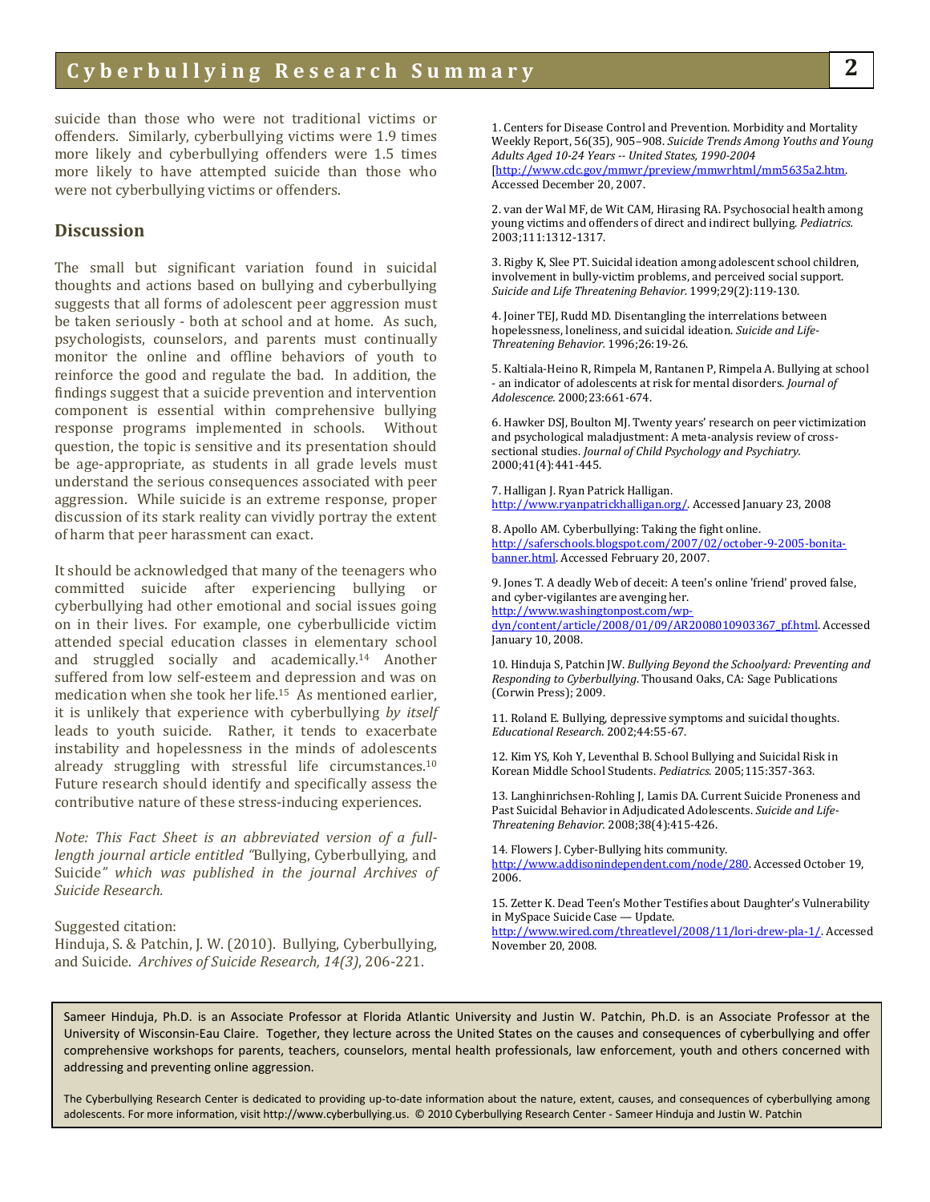suicide than those who were not traditional victims or offenders. Similarly, cyberbullying victims were 1.9 times more likely and cyberbullying offenders were 1.5 times more likely to have attempted suicide than those who were not cyberbullying victims or offenders.

## Discussion

The small but significant variation found in suicidal thoughts and actions based on bullying and cyberbullying suggests that all forms of adolescent peer aggression must be taken seriously - both at school and at home. As such, psychologists, counselors, and parents must continually monitor the online and offline behaviors of youth to reinforce the good and regulate the bad. In addition, the findings suggest that a suicide prevention and intervention component is essential within comprehensive bullying response programs implemented in schools. Without question, the topic is sensitive and its presentation should be age-appropriate, as students in all grade levels must understand the serious consequences associated with peer aggression. While suicide is an extreme response, proper discussion of its stark reality can vividly portray the extent of harm that peer harassment can exact.

It should be acknowledged that many of the teenagers who committed suicide after experiencing bullying or cyberbullying had other emotional and social issues going on in their lives. For example, one cyberbullicide victim attended special education classes in elementary school and struggled socially and academically.[14] Another suffered from low self-esteem and depression and was on medication when she took her life.[15] As mentioned earlier, it is unlikely that experience with cyberbullying *by itself* leads to youth suicide. Rather, it tends to exacerbate instability and hopelessness in the minds of adolescents already struggling with stressful life circumstances.[10] Future research should identify and specifically assess the contributive nature of these stress-inducing experiences.

*Note: This Fact Sheet is an abbreviated version of a full-length journal article entitled "*Bullying, Cyberbullying, and Suicide*" which was published in the journal Archives of Suicide Research.*

Suggested citation:
Hinduja, S. & Patchin, J. W. (2010). Bullying, Cyberbullying, and Suicide. *Archives of Suicide Research, 14(3)*, 206-221.

1. Centers for Disease Control and Prevention. Morbidity and Mortality Weekly Report, 56(35), 905–908. *Suicide Trends Among Youths and Young Adults Aged 10-24 Years -- United States, 1990-2004* [http://www.cdc.gov/mmwr/preview/mmwrhtml/mm5635a2.htm. Accessed December 20, 2007.

2. van der Wal MF, de Wit CAM, Hirasing RA. Psychosocial health among young victims and offenders of direct and indirect bullying. *Pediatrics.* 2003;111:1312-1317.

3. Rigby K, Slee PT. Suicidal ideation among adolescent school children, involvement in bully-victim problems, and perceived social support. *Suicide and Life Threatening Behavior.* 1999;29(2):119-130.

4. Joiner TEJ, Rudd MD. Disentangling the interrelations between hopelessness, loneliness, and suicidal ideation. *Suicide and Life-Threatening Behavior.* 1996;26:19-26.

5. Kaltiala-Heino R, Rimpela M, Rantanen P, Rimpela A. Bullying at school - an indicator of adolescents at risk for mental disorders. *Journal of Adolescence.* 2000;23:661-674.

6. Hawker DSJ, Boulton MJ. Twenty years' research on peer victimization and psychological maladjustment: A meta-analysis review of cross-sectional studies. *Journal of Child Psychology and Psychiatry.* 2000;41(4):441-445.

7. Halligan J. Ryan Patrick Halligan. http://www.ryanpatrickhalligan.org/. Accessed January 23, 2008

8. Apollo AM. Cyberbullying: Taking the fight online. http://saferschools.blogspot.com/2007/02/october-9-2005-bonita-banner.html. Accessed February 20, 2007.

9. Jones T. A deadly Web of deceit: A teen's online 'friend' proved false, and cyber-vigilantes are avenging her. http://www.washingtonpost.com/wp-dyn/content/article/2008/01/09/AR2008010903367_pf.html. Accessed January 10, 2008.

10. Hinduja S, Patchin JW. *Bullying Beyond the Schoolyard: Preventing and Responding to Cyberbullying.* Thousand Oaks, CA: Sage Publications (Corwin Press); 2009.

11. Roland E. Bullying, depressive symptoms and suicidal thoughts. *Educational Research.* 2002;44:55-67.

12. Kim YS, Koh Y, Leventhal B. School Bullying and Suicidal Risk in Korean Middle School Students. *Pediatrics.* 2005;115:357-363.

13. Langhinrichsen-Rohling J, Lamis DA. Current Suicide Proneness and Past Suicidal Behavior in Adjudicated Adolescents. *Suicide and Life-Threatening Behavior.* 2008;38(4):415-426.

14. Flowers J. Cyber-Bullying hits community. http://www.addisonindependent.com/node/280. Accessed October 19, 2006.

15. Zetter K. Dead Teen's Mother Testifies about Daughter's Vulnerability in MySpace Suicide Case — Update. http://www.wired.com/threatlevel/2008/11/lori-drew-pla-1/. Accessed November 20, 2008.

Sameer Hinduja, Ph.D. is an Associate Professor at Florida Atlantic University and Justin W. Patchin, Ph.D. is an Associate Professor at the University of Wisconsin-Eau Claire. Together, they lecture across the United States on the causes and consequences of cyberbullying and offer comprehensive workshops for parents, teachers, counselors, mental health professionals, law enforcement, youth and others concerned with addressing and preventing online aggression.

The Cyberbullying Research Center is dedicated to providing up-to-date information about the nature, extent, causes, and consequences of cyberbullying among adolescents. For more information, visit http://www.cyberbullying.us. © 2010 Cyberbullying Research Center - Sameer Hinduja and Justin W. Patchin